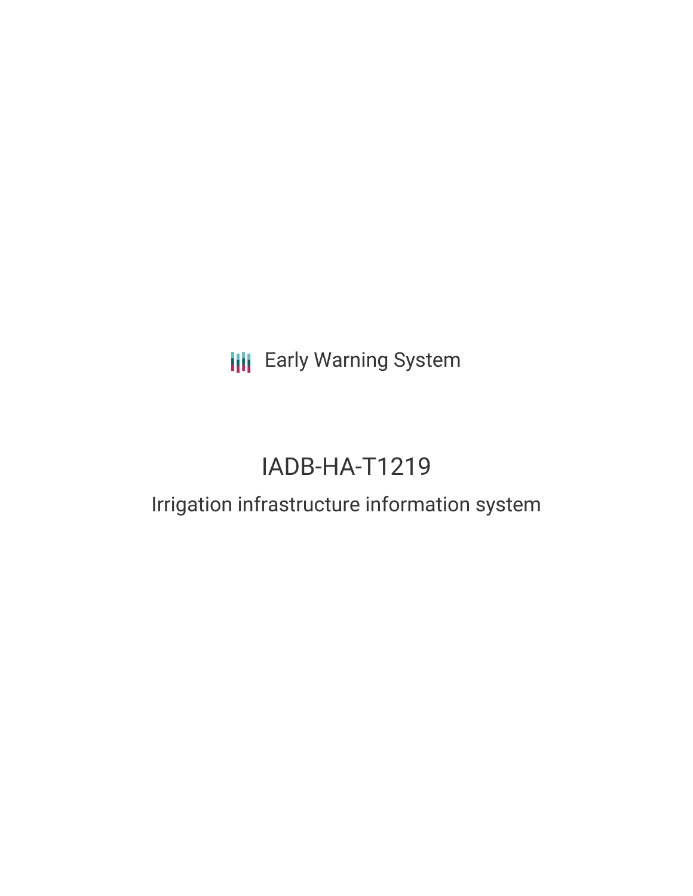Early Warning System

# IADB-HA-T1219

## Irrigation infrastructure information system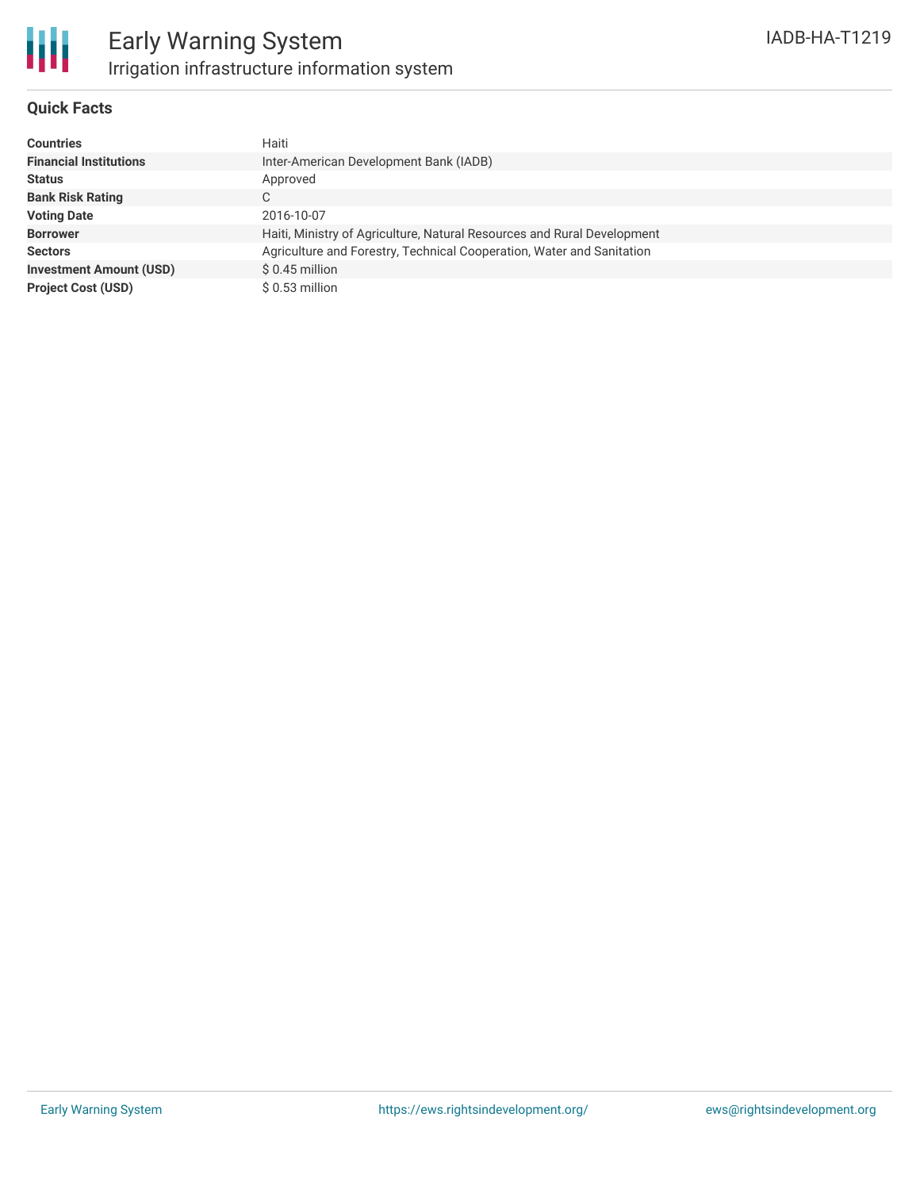# Early Warning System

## Irrigation infrastructure information system

IADB-HA-T1219

### Quick Facts

| | |
|---|---|
| **Countries** | Haiti |
| **Financial Institutions** | Inter-American Development Bank (IADB) |
| **Status** | Approved |
| **Bank Risk Rating** | C |
| **Voting Date** | 2016-10-07 |
| **Borrower** | Haiti, Ministry of Agriculture, Natural Resources and Rural Development |
| **Sectors** | Agriculture and Forestry, Technical Cooperation, Water and Sanitation |
| **Investment Amount (USD)** | $ 0.45 million |
| **Project Cost (USD)** | $ 0.53 million |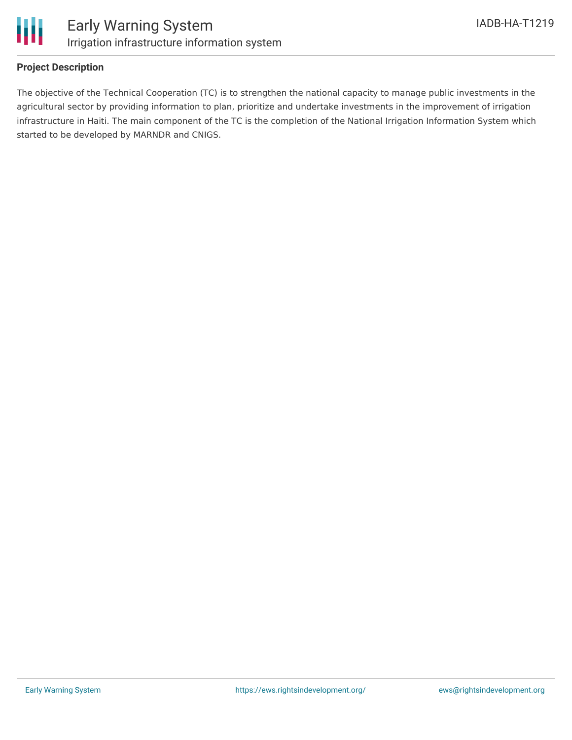## Project Description

The objective of the Technical Cooperation (TC) is to strengthen the national capacity to manage public investments in the agricultural sector by providing information to plan, prioritize and undertake investments in the improvement of irrigation infrastructure in Haiti. The main component of the TC is the completion of the National Irrigation Information System which started to be developed by MARNDR and CNIGS.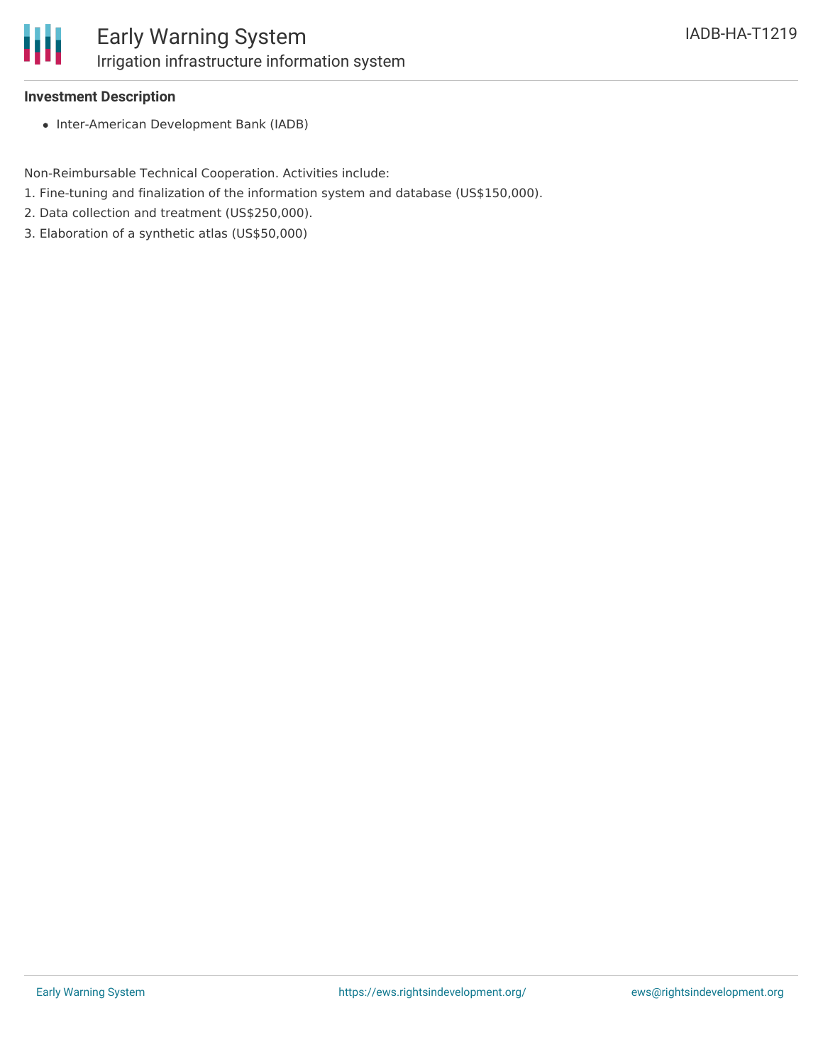**Investment Description**

- Inter-American Development Bank (IADB)

Non-Reimbursable Technical Cooperation. Activities include:

1. Fine-tuning and finalization of the information system and database (US$150,000).
2. Data collection and treatment (US$250,000).
3. Elaboration of a synthetic atlas (US$50,000)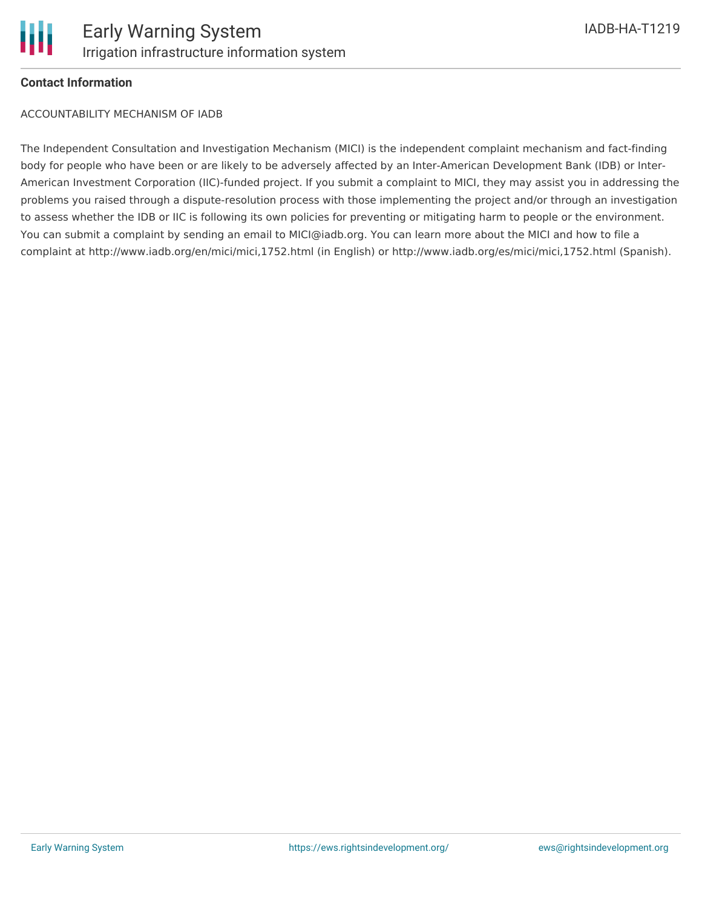## Contact Information

ACCOUNTABILITY MECHANISM OF IADB

The Independent Consultation and Investigation Mechanism (MICI) is the independent complaint mechanism and fact-finding body for people who have been or are likely to be adversely affected by an Inter-American Development Bank (IDB) or Inter-American Investment Corporation (IIC)-funded project. If you submit a complaint to MICI, they may assist you in addressing the problems you raised through a dispute-resolution process with those implementing the project and/or through an investigation to assess whether the IDB or IIC is following its own policies for preventing or mitigating harm to people or the environment. You can submit a complaint by sending an email to MICI@iadb.org. You can learn more about the MICI and how to file a complaint at http://www.iadb.org/en/mici/mici,1752.html (in English) or http://www.iadb.org/es/mici/mici,1752.html (Spanish).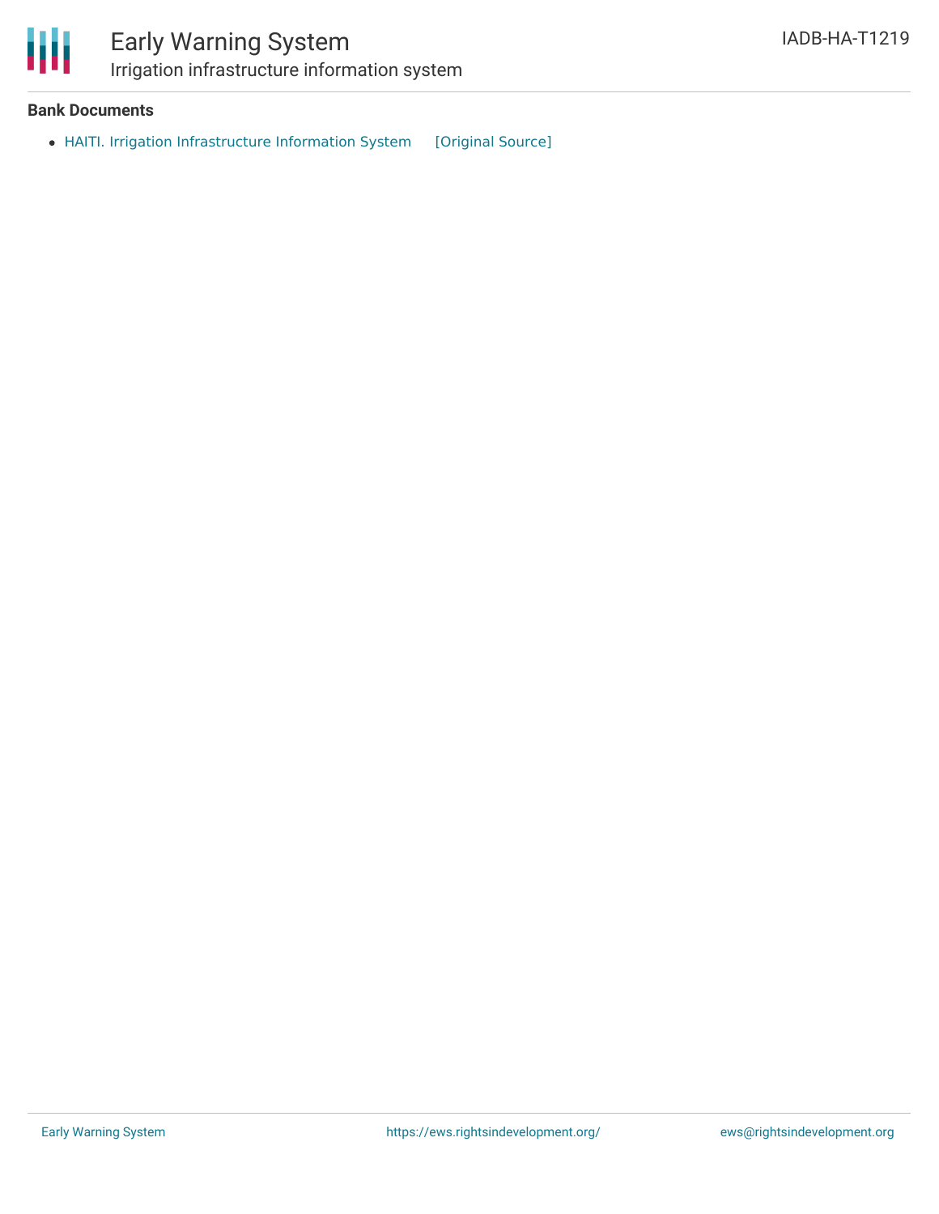### Bank Documents

- HAITI. Irrigation Infrastructure Information System [Original Source]